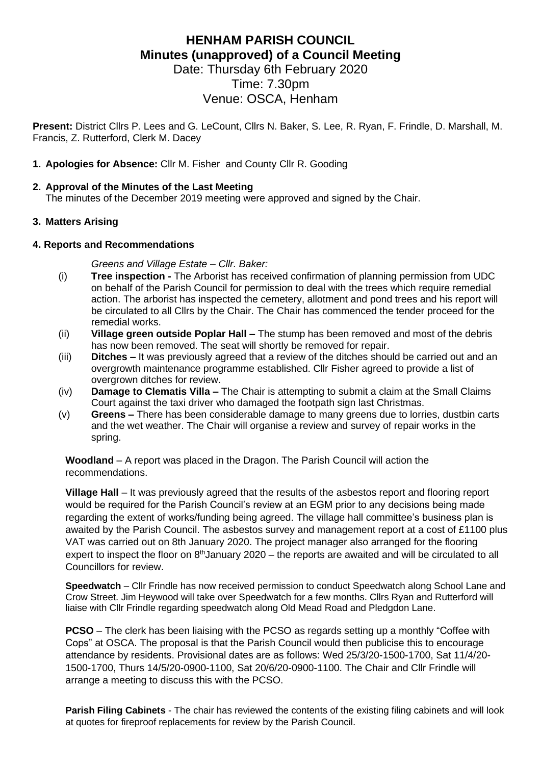# HENHAM PARISH COUNCIL
## Minutes (unapproved) of a Council Meeting

Date: Thursday 6th February 2020
Time: 7.30pm
Venue: OSCA, Henham

**Present:** District Cllrs P. Lees and G. LeCount, Cllrs N. Baker, S. Lee, R. Ryan, F. Frindle, D. Marshall, M. Francis, Z. Rutterford, Clerk M. Dacey

**1. Apologies for Absence:** Cllr M. Fisher and County Cllr R. Gooding

**2. Approval of the Minutes of the Last Meeting**
The minutes of the December 2019 meeting were approved and signed by the Chair.

**3. Matters Arising**

**4. Reports and Recommendations**

*Greens and Village Estate – Cllr. Baker:*

(i) **Tree inspection -** The Arborist has received confirmation of planning permission from UDC on behalf of the Parish Council for permission to deal with the trees which require remedial action. The arborist has inspected the cemetery, allotment and pond trees and his report will be circulated to all Cllrs by the Chair. The Chair has commenced the tender proceed for the remedial works.

(ii) **Village green outside Poplar Hall –** The stump has been removed and most of the debris has now been removed. The seat will shortly be removed for repair.

(iii) **Ditches –** It was previously agreed that a review of the ditches should be carried out and an overgrowth maintenance programme established. Cllr Fisher agreed to provide a list of overgrown ditches for review.

(iv) **Damage to Clematis Villa –** The Chair is attempting to submit a claim at the Small Claims Court against the taxi driver who damaged the footpath sign last Christmas.

(v) **Greens –** There has been considerable damage to many greens due to lorries, dustbin carts and the wet weather. The Chair will organise a review and survey of repair works in the spring.

**Woodland** – A report was placed in the Dragon. The Parish Council will action the recommendations.

**Village Hall** – It was previously agreed that the results of the asbestos report and flooring report would be required for the Parish Council's review at an EGM prior to any decisions being made regarding the extent of works/funding being agreed. The village hall committee's business plan is awaited by the Parish Council. The asbestos survey and management report at a cost of £1100 plus VAT was carried out on 8th January 2020. The project manager also arranged for the flooring expert to inspect the floor on 8th January 2020 – the reports are awaited and will be circulated to all Councillors for review.

**Speedwatch** – Cllr Frindle has now received permission to conduct Speedwatch along School Lane and Crow Street. Jim Heywood will take over Speedwatch for a few months. Cllrs Ryan and Rutterford will liaise with Cllr Frindle regarding speedwatch along Old Mead Road and Pledgdon Lane.

**PCSO** – The clerk has been liaising with the PCSO as regards setting up a monthly "Coffee with Cops" at OSCA. The proposal is that the Parish Council would then publicise this to encourage attendance by residents. Provisional dates are as follows: Wed 25/3/20-1500-1700, Sat 11/4/20-1500-1700, Thurs 14/5/20-0900-1100, Sat 20/6/20-0900-1100. The Chair and Cllr Frindle will arrange a meeting to discuss this with the PCSO.

**Parish Filing Cabinets** - The chair has reviewed the contents of the existing filing cabinets and will look at quotes for fireproof replacements for review by the Parish Council.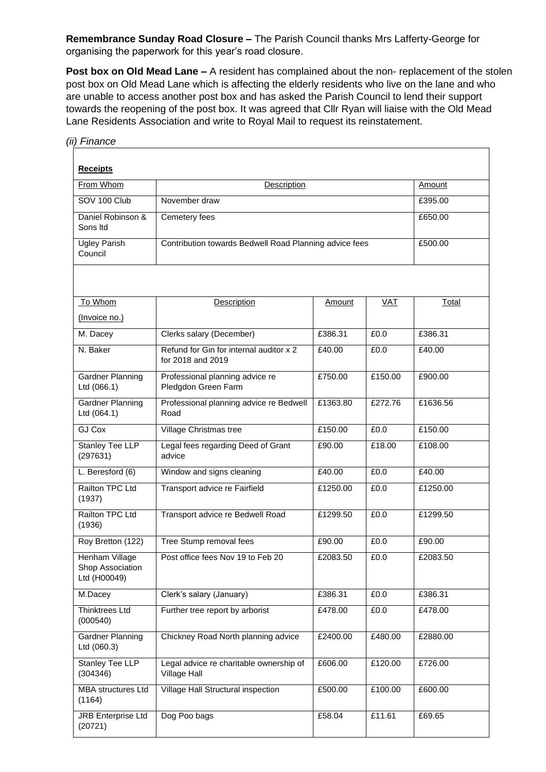**Remembrance Sunday Road Closure –** The Parish Council thanks Mrs Lafferty-George for organising the paperwork for this year's road closure.

**Post box on Old Mead Lane –** A resident has complained about the non- replacement of the stolen post box on Old Mead Lane which is affecting the elderly residents who live on the lane and who are unable to access another post box and has asked the Parish Council to lend their support towards the reopening of the post box. It was agreed that Cllr Ryan will liaise with the Old Mead Lane Residents Association and write to Royal Mail to request its reinstatement.

*(ii) Finance*

**Receipts**

| From Whom | Description | Amount |
|---|---|---|
| SOV 100 Club | November draw | £395.00 |
| Daniel Robinson & Sons ltd | Cemetery fees | £650.00 |
| Ugley Parish Council | Contribution towards Bedwell Road Planning advice fees | £500.00 |

| To Whom (Invoice no.) | Description | Amount | VAT | Total |
|---|---|---|---|---|
| M. Dacey | Clerks salary (December) | £386.31 | £0.0 | £386.31 |
| N. Baker | Refund for Gin for internal auditor x 2 for 2018 and 2019 | £40.00 | £0.0 | £40.00 |
| Gardner Planning Ltd (066.1) | Professional planning advice re Pledgdon Green Farm | £750.00 | £150.00 | £900.00 |
| Gardner Planning Ltd (064.1) | Professional planning advice re Bedwell Road | £1363.80 | £272.76 | £1636.56 |
| GJ Cox | Village Christmas tree | £150.00 | £0.0 | £150.00 |
| Stanley Tee LLP (297631) | Legal fees regarding Deed of Grant advice | £90.00 | £18.00 | £108.00 |
| L. Beresford (6) | Window and signs cleaning | £40.00 | £0.0 | £40.00 |
| Railton TPC Ltd (1937) | Transport advice re Fairfield | £1250.00 | £0.0 | £1250.00 |
| Railton TPC Ltd (1936) | Transport advice re Bedwell Road | £1299.50 | £0.0 | £1299.50 |
| Roy Bretton (122) | Tree Stump removal fees | £90.00 | £0.0 | £90.00 |
| Henham Village Shop Association Ltd (H00049) | Post office fees Nov 19 to Feb 20 | £2083.50 | £0.0 | £2083.50 |
| M.Dacey | Clerk's salary (January) | £386.31 | £0.0 | £386.31 |
| Thinktrees Ltd (000540) | Further tree report by arborist | £478.00 | £0.0 | £478.00 |
| Gardner Planning Ltd (060.3) | Chickney Road North planning advice | £2400.00 | £480.00 | £2880.00 |
| Stanley Tee LLP (304346) | Legal advice re charitable ownership of Village Hall | £606.00 | £120.00 | £726.00 |
| MBA structures Ltd (1164) | Village Hall Structural inspection | £500.00 | £100.00 | £600.00 |
| JRB Enterprise Ltd (20721) | Dog Poo bags | £58.04 | £11.61 | £69.65 |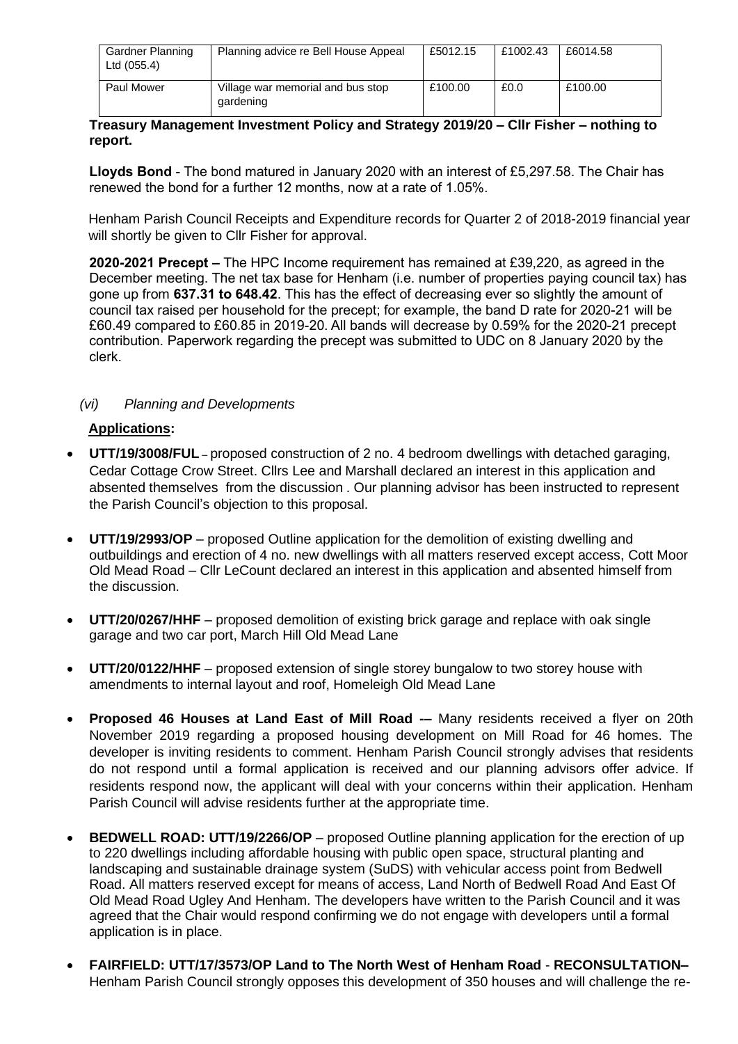| | | | | |
|---|---|---|---|---|
| Gardner Planning Ltd (055.4) | Planning advice re Bell House Appeal | £5012.15 | £1002.43 | £6014.58 |
| Paul Mower | Village war memorial and bus stop gardening | £100.00 | £0.0 | £100.00 |

**Treasury Management Investment Policy and Strategy 2019/20 – Cllr Fisher – nothing to report.**

**Lloyds Bond** - The bond matured in January 2020 with an interest of £5,297.58. The Chair has renewed the bond for a further 12 months, now at a rate of 1.05%.

Henham Parish Council Receipts and Expenditure records for Quarter 2 of 2018-2019 financial year will shortly be given to Cllr Fisher for approval.

**2020-2021 Precept –** The HPC Income requirement has remained at £39,220, as agreed in the December meeting. The net tax base for Henham (i.e. number of properties paying council tax) has gone up from **637.31 to 648.42**. This has the effect of decreasing ever so slightly the amount of council tax raised per household for the precept; for example, the band D rate for 2020-21 will be £60.49 compared to £60.85 in 2019-20. All bands will decrease by 0.59% for the 2020-21 precept contribution. Paperwork regarding the precept was submitted to UDC on 8 January 2020 by the clerk.

*(vi) Planning and Developments*

**Applications:**

- **UTT/19/3008/FUL** – proposed construction of 2 no. 4 bedroom dwellings with detached garaging, Cedar Cottage Crow Street. Cllrs Lee and Marshall declared an interest in this application and absented themselves from the discussion . Our planning advisor has been instructed to represent the Parish Council's objection to this proposal.

- **UTT/19/2993/OP** – proposed Outline application for the demolition of existing dwelling and outbuildings and erection of 4 no. new dwellings with all matters reserved except access, Cott Moor Old Mead Road – Cllr LeCount declared an interest in this application and absented himself from the discussion.

- **UTT/20/0267/HHF** – proposed demolition of existing brick garage and replace with oak single garage and two car port, March Hill Old Mead Lane

- **UTT/20/0122/HHF** – proposed extension of single storey bungalow to two storey house with amendments to internal layout and roof, Homeleigh Old Mead Lane

- **Proposed 46 Houses at Land East of Mill Road -–** Many residents received a flyer on 20th November 2019 regarding a proposed housing development on Mill Road for 46 homes. The developer is inviting residents to comment. Henham Parish Council strongly advises that residents do not respond until a formal application is received and our planning advisors offer advice. If residents respond now, the applicant will deal with your concerns within their application. Henham Parish Council will advise residents further at the appropriate time.

- **BEDWELL ROAD: UTT/19/2266/OP** – proposed Outline planning application for the erection of up to 220 dwellings including affordable housing with public open space, structural planting and landscaping and sustainable drainage system (SuDS) with vehicular access point from Bedwell Road. All matters reserved except for means of access, Land North of Bedwell Road And East Of Old Mead Road Ugley And Henham. The developers have written to the Parish Council and it was agreed that the Chair would respond confirming we do not engage with developers until a formal application is in place.

- **FAIRFIELD: UTT/17/3573/OP Land to The North West of Henham Road** - **RECONSULTATION–** Henham Parish Council strongly opposes this development of 350 houses and will challenge the re-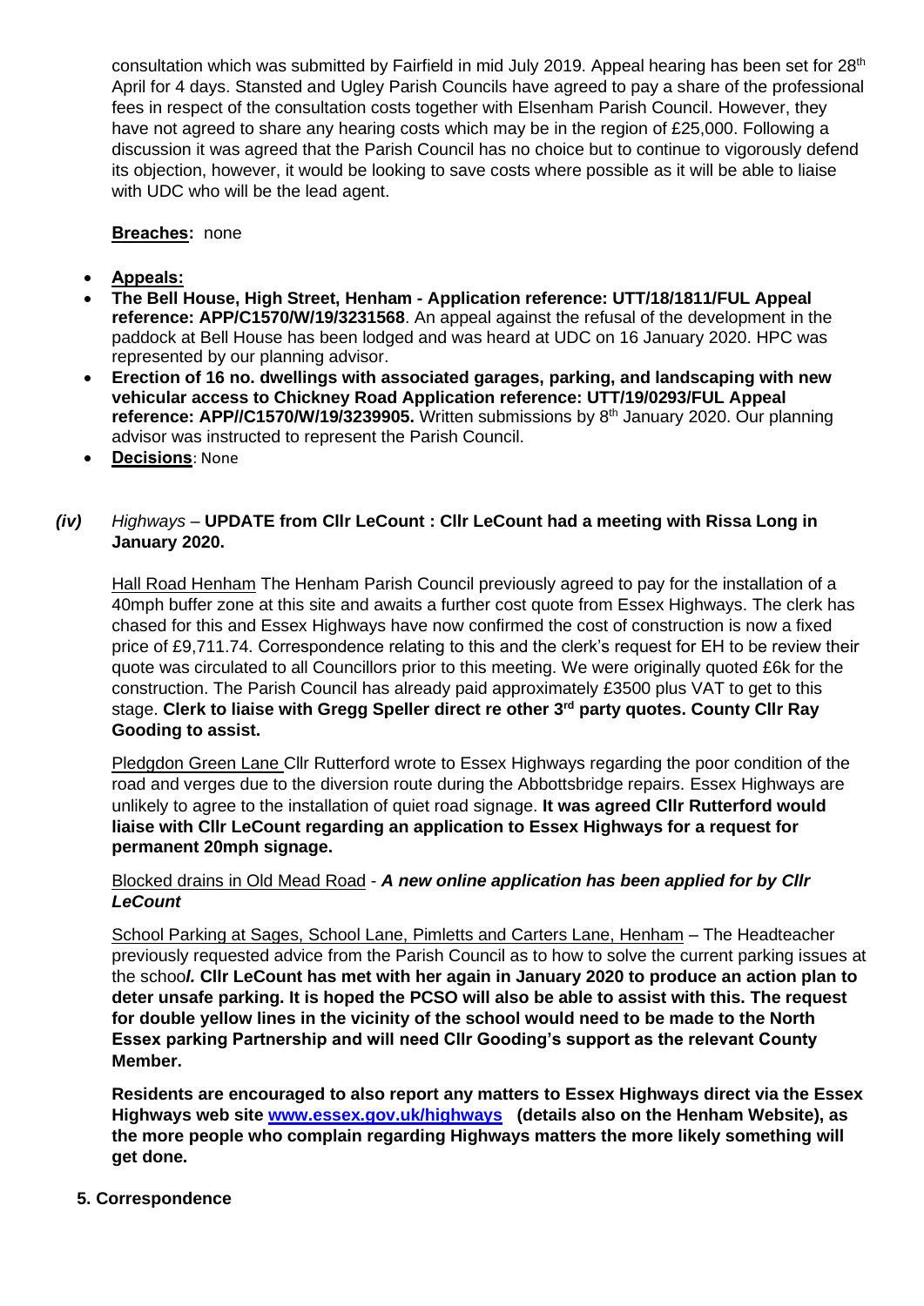consultation which was submitted by Fairfield in mid July 2019. Appeal hearing has been set for 28th April for 4 days. Stansted and Ugley Parish Councils have agreed to pay a share of the professional fees in respect of the consultation costs together with Elsenham Parish Council. However, they have not agreed to share any hearing costs which may be in the region of £25,000. Following a discussion it was agreed that the Parish Council has no choice but to continue to vigorously defend its objection, however, it would be looking to save costs where possible as it will be able to liaise with UDC who will be the lead agent.

**Breaches:** none

- **Appeals:**
- **The Bell House, High Street, Henham - Application reference: UTT/18/1811/FUL Appeal reference: APP/C1570/W/19/3231568**. An appeal against the refusal of the development in the paddock at Bell House has been lodged and was heard at UDC on 16 January 2020. HPC was represented by our planning advisor.
- **Erection of 16 no. dwellings with associated garages, parking, and landscaping with new vehicular access to Chickney Road Application reference: UTT/19/0293/FUL Appeal reference: APP//C1570/W/19/3239905.** Written submissions by 8th January 2020. Our planning advisor was instructed to represent the Parish Council.
- **Decisions**: None

***(iv)*** *Highways* – **UPDATE from Cllr LeCount : Cllr LeCount had a meeting with Rissa Long in January 2020.**

Hall Road Henham The Henham Parish Council previously agreed to pay for the installation of a 40mph buffer zone at this site and awaits a further cost quote from Essex Highways. The clerk has chased for this and Essex Highways have now confirmed the cost of construction is now a fixed price of £9,711.74. Correspondence relating to this and the clerk's request for EH to be review their quote was circulated to all Councillors prior to this meeting. We were originally quoted £6k for the construction. The Parish Council has already paid approximately £3500 plus VAT to get to this stage. **Clerk to liaise with Gregg Speller direct re other 3rd party quotes. County Cllr Ray Gooding to assist.**

Pledgdon Green Lane Cllr Rutterford wrote to Essex Highways regarding the poor condition of the road and verges due to the diversion route during the Abbottsbridge repairs. Essex Highways are unlikely to agree to the installation of quiet road signage. **It was agreed Cllr Rutterford would liaise with Cllr LeCount regarding an application to Essex Highways for a request for permanent 20mph signage.**

Blocked drains in Old Mead Road - ***A new online application has been applied for by Cllr LeCount***

School Parking at Sages, School Lane, Pimletts and Carters Lane, Henham – The Headteacher previously requested advice from the Parish Council as to how to solve the current parking issues at the schoo***l.*** **Cllr LeCount has met with her again in January 2020 to produce an action plan to deter unsafe parking. It is hoped the PCSO will also be able to assist with this. The request for double yellow lines in the vicinity of the school would need to be made to the North Essex parking Partnership and will need Cllr Gooding's support as the relevant County Member.**

**Residents are encouraged to also report any matters to Essex Highways direct via the Essex Highways web site www.essex.gov.uk/highways (details also on the Henham Website), as the more people who complain regarding Highways matters the more likely something will get done.**

**5. Correspondence**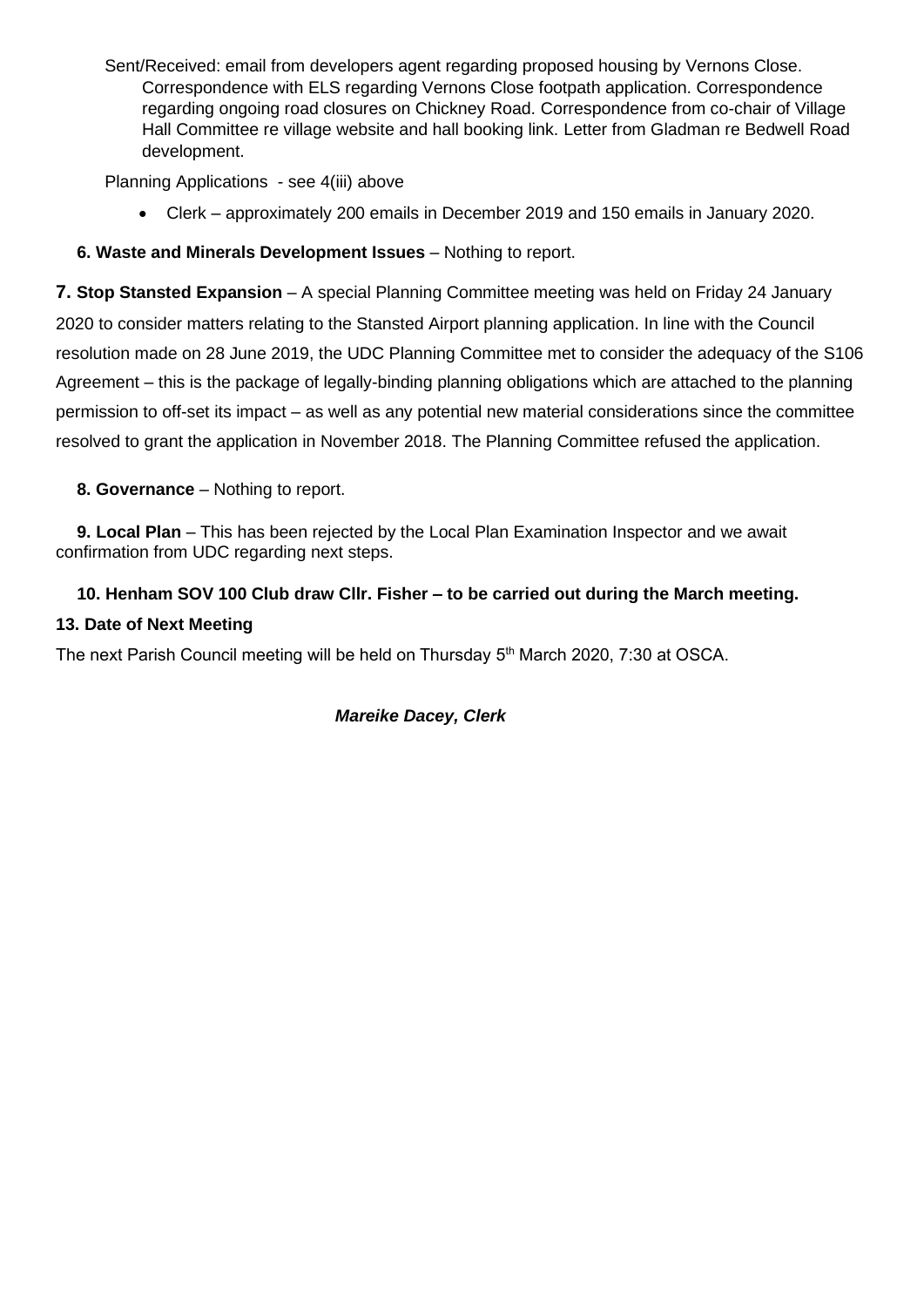Sent/Received: email from developers agent regarding proposed housing by Vernons Close. Correspondence with ELS regarding Vernons Close footpath application. Correspondence regarding ongoing road closures on Chickney Road. Correspondence from co-chair of Village Hall Committee re village website and hall booking link. Letter from Gladman re Bedwell Road development.

Planning Applications - see 4(iii) above

- Clerk – approximately 200 emails in December 2019 and 150 emails in January 2020.

**6. Waste and Minerals Development Issues** – Nothing to report.

**7. Stop Stansted Expansion** – A special Planning Committee meeting was held on Friday 24 January 2020 to consider matters relating to the Stansted Airport planning application. In line with the Council resolution made on 28 June 2019, the UDC Planning Committee met to consider the adequacy of the S106 Agreement – this is the package of legally-binding planning obligations which are attached to the planning permission to off-set its impact – as well as any potential new material considerations since the committee resolved to grant the application in November 2018. The Planning Committee refused the application.

**8. Governance** – Nothing to report.

**9. Local Plan** – This has been rejected by the Local Plan Examination Inspector and we await confirmation from UDC regarding next steps.

**10. Henham SOV 100 Club draw Cllr. Fisher – to be carried out during the March meeting.**

**13. Date of Next Meeting**

The next Parish Council meeting will be held on Thursday 5th March 2020, 7:30 at OSCA.

***Mareike Dacey, Clerk***